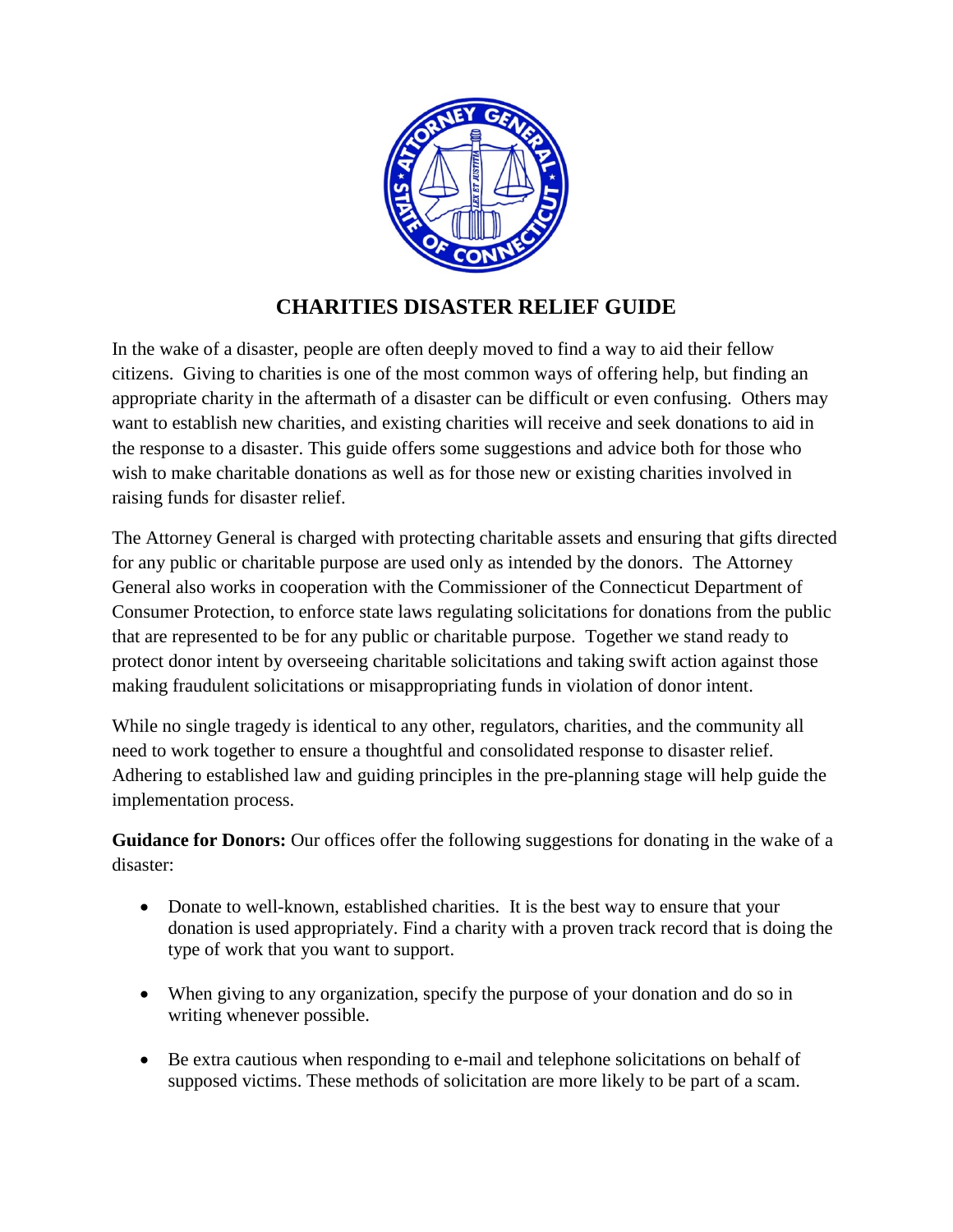# CHARITIES DISASTER RELIEF GUIDE

In the wake of a disaster, people are often deeply moved to find a way to aid their fellow citizens. Giving to charities is one of the most common ways of offering help, but finding an appropriate charity in the aftermath of a disaster can be difficult or even confusing. Others may want to establish new charities, and existing charities will receive and seek donations to aid in the response to a disaster. This guide offers some suggestions and advice both for those who wish to make charitable donations as well as for those new or existing charities involved in raising funds for disaster relief.

The Attorney General is charged with protecting charitable assets and ensuring that gifts directed for any public or charitable purpose are used only as intended by the donors. The Attorney General also works in cooperation with the Commissioner of the Connecticut Department of Consumer Protection, to enforce state laws regulating solicitations for donations from the public that are represented to be for any public or charitable purpose. Together we stand ready to protect donor intent by overseeing charitable solicitations and taking swift action against those making fraudulent solicitations or misappropriating funds in violation of donor intent.

While no single tragedy is identical to any other, regulators, charities, and the community all need to work together to ensure a thoughtful and consolidated response to disaster relief. Adhering to established law and guiding principles in the pre-planning stage will help guide the implementation process.

**Guidance for Donors:** Our offices offer the following suggestions for donating in the wake of a disaster:

- Donate to well-known, established charities. It is the best way to ensure that your donation is used appropriately. Find a charity with a proven track record that is doing the type of work that you want to support.
- When giving to any organization, specify the purpose of your donation and do so in writing whenever possible.
- Be extra cautious when responding to e-mail and telephone solicitations on behalf of supposed victims. These methods of solicitation are more likely to be part of a scam.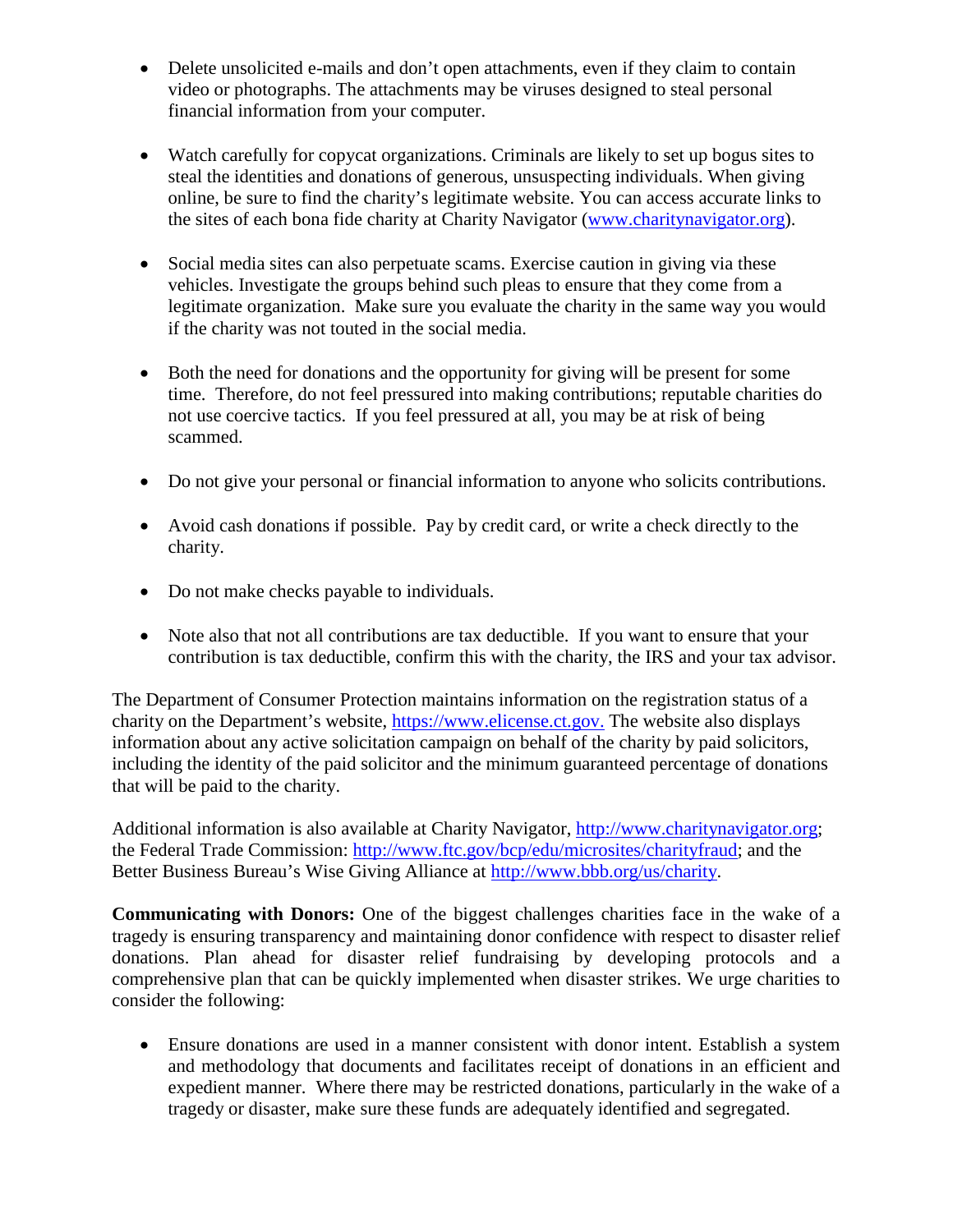- Delete unsolicited e-mails and don't open attachments, even if they claim to contain video or photographs. The attachments may be viruses designed to steal personal financial information from your computer.

- Watch carefully for copycat organizations. Criminals are likely to set up bogus sites to steal the identities and donations of generous, unsuspecting individuals. When giving online, be sure to find the charity's legitimate website. You can access accurate links to the sites of each bona fide charity at Charity Navigator (www.charitynavigator.org).

- Social media sites can also perpetuate scams. Exercise caution in giving via these vehicles. Investigate the groups behind such pleas to ensure that they come from a legitimate organization. Make sure you evaluate the charity in the same way you would if the charity was not touted in the social media.

- Both the need for donations and the opportunity for giving will be present for some time. Therefore, do not feel pressured into making contributions; reputable charities do not use coercive tactics. If you feel pressured at all, you may be at risk of being scammed.

- Do not give your personal or financial information to anyone who solicits contributions.

- Avoid cash donations if possible. Pay by credit card, or write a check directly to the charity.

- Do not make checks payable to individuals.

- Note also that not all contributions are tax deductible. If you want to ensure that your contribution is tax deductible, confirm this with the charity, the IRS and your tax advisor.

The Department of Consumer Protection maintains information on the registration status of a charity on the Department's website, https://www.elicense.ct.gov. The website also displays information about any active solicitation campaign on behalf of the charity by paid solicitors, including the identity of the paid solicitor and the minimum guaranteed percentage of donations that will be paid to the charity.

Additional information is also available at Charity Navigator, http://www.charitynavigator.org; the Federal Trade Commission: http://www.ftc.gov/bcp/edu/microsites/charityfraud; and the Better Business Bureau's Wise Giving Alliance at http://www.bbb.org/us/charity.

**Communicating with Donors:** One of the biggest challenges charities face in the wake of a tragedy is ensuring transparency and maintaining donor confidence with respect to disaster relief donations. Plan ahead for disaster relief fundraising by developing protocols and a comprehensive plan that can be quickly implemented when disaster strikes. We urge charities to consider the following:

- Ensure donations are used in a manner consistent with donor intent. Establish a system and methodology that documents and facilitates receipt of donations in an efficient and expedient manner. Where there may be restricted donations, particularly in the wake of a tragedy or disaster, make sure these funds are adequately identified and segregated.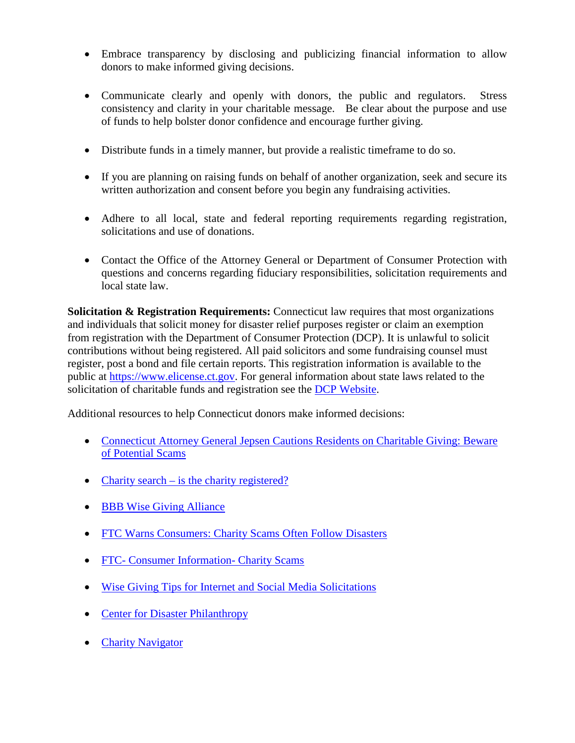- Embrace transparency by disclosing and publicizing financial information to allow donors to make informed giving decisions.

- Communicate clearly and openly with donors, the public and regulators. Stress consistency and clarity in your charitable message. Be clear about the purpose and use of funds to help bolster donor confidence and encourage further giving.

- Distribute funds in a timely manner, but provide a realistic timeframe to do so.

- If you are planning on raising funds on behalf of another organization, seek and secure its written authorization and consent before you begin any fundraising activities.

- Adhere to all local, state and federal reporting requirements regarding registration, solicitations and use of donations.

- Contact the Office of the Attorney General or Department of Consumer Protection with questions and concerns regarding fiduciary responsibilities, solicitation requirements and local state law.

**Solicitation & Registration Requirements:** Connecticut law requires that most organizations and individuals that solicit money for disaster relief purposes register or claim an exemption from registration with the Department of Consumer Protection (DCP). It is unlawful to solicit contributions without being registered. All paid solicitors and some fundraising counsel must register, post a bond and file certain reports. This registration information is available to the public at https://www.elicense.ct.gov. For general information about state laws related to the solicitation of charitable funds and registration see the DCP Website.

Additional resources to help Connecticut donors make informed decisions:

- Connecticut Attorney General Jepsen Cautions Residents on Charitable Giving: Beware of Potential Scams

- Charity search – is the charity registered?

- BBB Wise Giving Alliance

- FTC Warns Consumers: Charity Scams Often Follow Disasters

- FTC- Consumer Information- Charity Scams

- Wise Giving Tips for Internet and Social Media Solicitations

- Center for Disaster Philanthropy

- Charity Navigator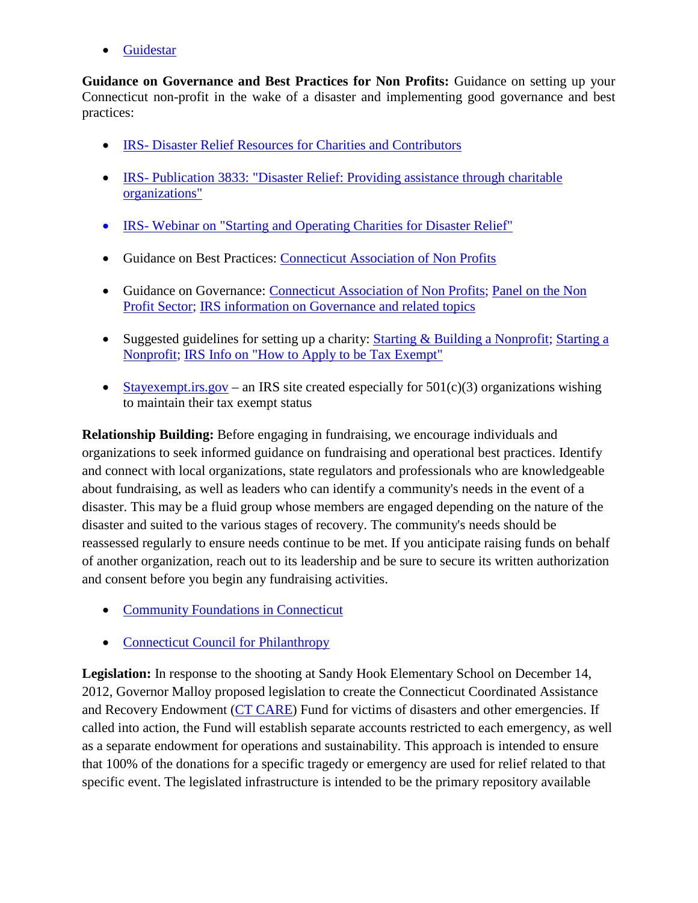- Guidestar

**Guidance on Governance and Best Practices for Non Profits:** Guidance on setting up your Connecticut non-profit in the wake of a disaster and implementing good governance and best practices:

- IRS- Disaster Relief Resources for Charities and Contributors
- IRS- Publication 3833: "Disaster Relief: Providing assistance through charitable organizations"
- IRS- Webinar on "Starting and Operating Charities for Disaster Relief"
- Guidance on Best Practices: Connecticut Association of Non Profits
- Guidance on Governance: Connecticut Association of Non Profits; Panel on the Non Profit Sector; IRS information on Governance and related topics
- Suggested guidelines for setting up a charity: Starting & Building a Nonprofit; Starting a Nonprofit; IRS Info on "How to Apply to be Tax Exempt"
- Stayexempt.irs.gov – an IRS site created especially for 501(c)(3) organizations wishing to maintain their tax exempt status

**Relationship Building:** Before engaging in fundraising, we encourage individuals and organizations to seek informed guidance on fundraising and operational best practices. Identify and connect with local organizations, state regulators and professionals who are knowledgeable about fundraising, as well as leaders who can identify a community's needs in the event of a disaster. This may be a fluid group whose members are engaged depending on the nature of the disaster and suited to the various stages of recovery. The community's needs should be reassessed regularly to ensure needs continue to be met. If you anticipate raising funds on behalf of another organization, reach out to its leadership and be sure to secure its written authorization and consent before you begin any fundraising activities.

- Community Foundations in Connecticut
- Connecticut Council for Philanthropy

**Legislation:** In response to the shooting at Sandy Hook Elementary School on December 14, 2012, Governor Malloy proposed legislation to create the Connecticut Coordinated Assistance and Recovery Endowment (CT CARE) Fund for victims of disasters and other emergencies. If called into action, the Fund will establish separate accounts restricted to each emergency, as well as a separate endowment for operations and sustainability. This approach is intended to ensure that 100% of the donations for a specific tragedy or emergency are used for relief related to that specific event. The legislated infrastructure is intended to be the primary repository available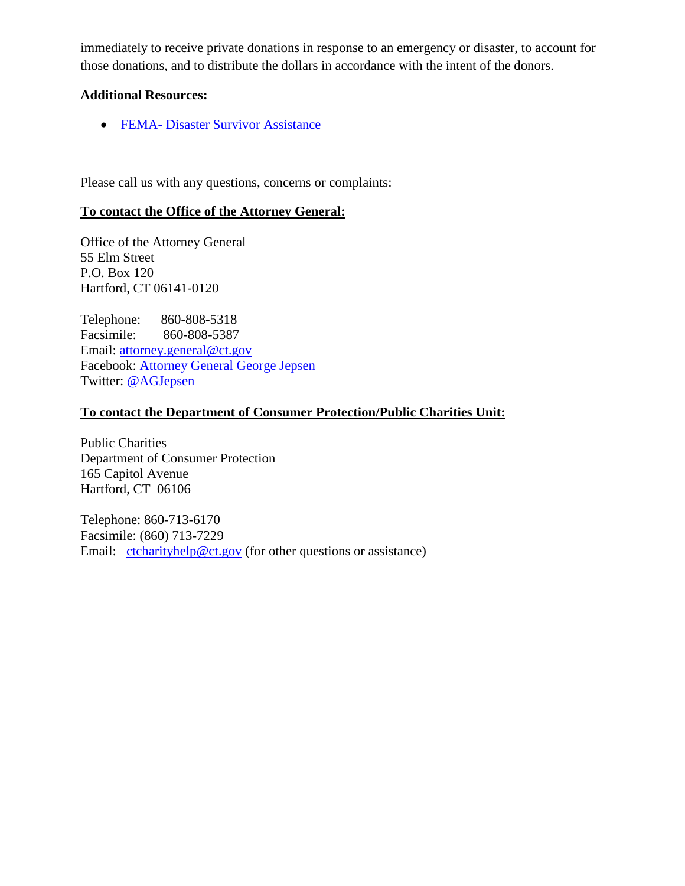immediately to receive private donations in response to an emergency or disaster, to account for those donations, and to distribute the dollars in accordance with the intent of the donors.

**Additional Resources:**

- FEMA- Disaster Survivor Assistance

Please call us with any questions, concerns or complaints:

**To contact the Office of the Attorney General:**

Office of the Attorney General
55 Elm Street
P.O. Box 120
Hartford, CT 06141-0120

Telephone: 860-808-5318
Facsimile: 860-808-5387
Email: attorney.general@ct.gov
Facebook: Attorney General George Jepsen
Twitter: @AGJepsen

**To contact the Department of Consumer Protection/Public Charities Unit:**

Public Charities
Department of Consumer Protection
165 Capitol Avenue
Hartford, CT 06106

Telephone: 860-713-6170
Facsimile: (860) 713-7229
Email: ctcharityhelp@ct.gov (for other questions or assistance)